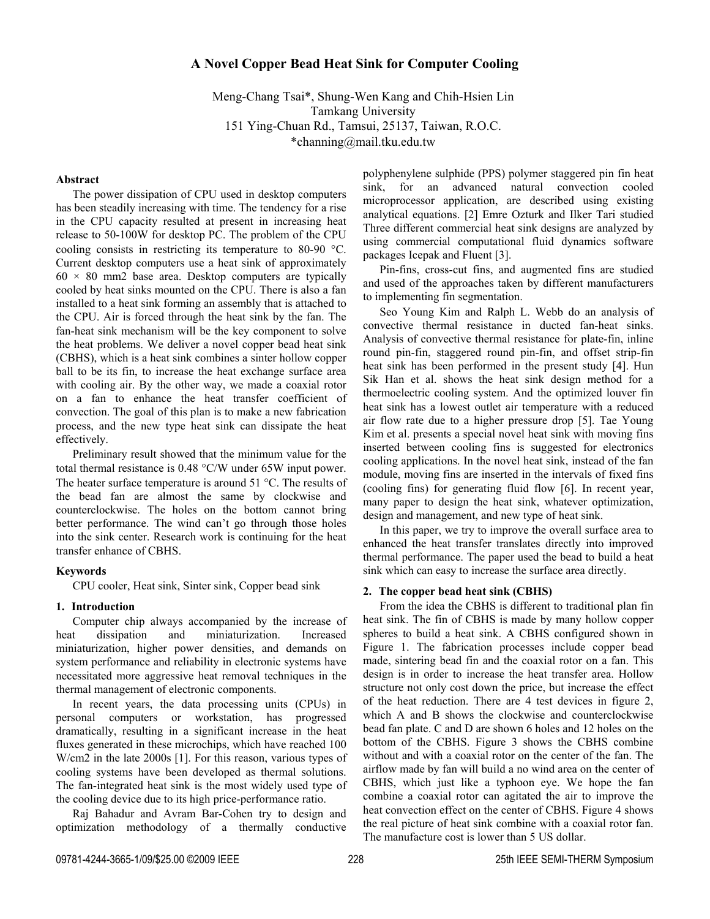# A Novel Copper Bead Heat Sink for Computer Cooling

Meng-Chang Tsai*, Shung-Wen Kang and Chih-Hsien Lin
Tamkang University
151 Ying-Chuan Rd., Tamsui, 25137, Taiwan, R.O.C.
*channing@mail.tku.edu.tw

## Abstract

The power dissipation of CPU used in desktop computers has been steadily increasing with time. The tendency for a rise in the CPU capacity resulted at present in increasing heat release to 50-100W for desktop PC. The problem of the CPU cooling consists in restricting its temperature to 80-90 °C. Current desktop computers use a heat sink of approximately $60 \times 80$ mm2 base area. Desktop computers are typically cooled by heat sinks mounted on the CPU. There is also a fan installed to a heat sink forming an assembly that is attached to the CPU. Air is forced through the heat sink by the fan. The fan-heat sink mechanism will be the key component to solve the heat problems. We deliver a novel copper bead heat sink (CBHS), which is a heat sink combines a sinter hollow copper ball to be its fin, to increase the heat exchange surface area with cooling air. By the other way, we made a coaxial rotor on a fan to enhance the heat transfer coefficient of convection. The goal of this plan is to make a new fabrication process, and the new type heat sink can dissipate the heat effectively.

Preliminary result showed that the minimum value for the total thermal resistance is 0.48 °C/W under 65W input power. The heater surface temperature is around 51 °C. The results of the bead fan are almost the same by clockwise and counterclockwise. The holes on the bottom cannot bring better performance. The wind can't go through those holes into the sink center. Research work is continuing for the heat transfer enhance of CBHS.

## Keywords

CPU cooler, Heat sink, Sinter sink, Copper bead sink

## 1. Introduction

Computer chip always accompanied by the increase of heat dissipation and miniaturization. Increased miniaturization, higher power densities, and demands on system performance and reliability in electronic systems have necessitated more aggressive heat removal techniques in the thermal management of electronic components.

In recent years, the data processing units (CPUs) in personal computers or workstation, has progressed dramatically, resulting in a significant increase in the heat fluxes generated in these microchips, which have reached 100 W/cm2 in the late 2000s [1]. For this reason, various types of cooling systems have been developed as thermal solutions. The fan-integrated heat sink is the most widely used type of the cooling device due to its high price-performance ratio.

Raj Bahadur and Avram Bar-Cohen try to design and optimization methodology of a thermally conductive polyphenylene sulphide (PPS) polymer staggered pin fin heat sink, for an advanced natural convection cooled microprocessor application, are described using existing analytical equations. [2] Emre Ozturk and Ilker Tari studied Three different commercial heat sink designs are analyzed by using commercial computational fluid dynamics software packages Icepak and Fluent [3].

Pin-fins, cross-cut fins, and augmented fins are studied and used of the approaches taken by different manufacturers to implementing fin segmentation.

Seo Young Kim and Ralph L. Webb do an analysis of convective thermal resistance in ducted fan-heat sinks. Analysis of convective thermal resistance for plate-fin, inline round pin-fin, staggered round pin-fin, and offset strip-fin heat sink has been performed in the present study [4]. Hun Sik Han et al. shows the heat sink design method for a thermoelectric cooling system. And the optimized louver fin heat sink has a lowest outlet air temperature with a reduced air flow rate due to a higher pressure drop [5]. Tae Young Kim et al. presents a special novel heat sink with moving fins inserted between cooling fins is suggested for electronics cooling applications. In the novel heat sink, instead of the fan module, moving fins are inserted in the intervals of fixed fins (cooling fins) for generating fluid flow [6]. In recent year, many paper to design the heat sink, whatever optimization, design and management, and new type of heat sink.

In this paper, we try to improve the overall surface area to enhanced the heat transfer translates directly into improved thermal performance. The paper used the bead to build a heat sink which can easy to increase the surface area directly.

## 2. The copper bead heat sink (CBHS)

From the idea the CBHS is different to traditional plan fin heat sink. The fin of CBHS is made by many hollow copper spheres to build a heat sink. A CBHS configured shown in Figure 1. The fabrication processes include copper bead made, sintering bead fin and the coaxial rotor on a fan. This design is in order to increase the heat transfer area. Hollow structure not only cost down the price, but increase the effect of the heat reduction. There are 4 test devices in figure 2, which A and B shows the clockwise and counterclockwise bead fan plate. C and D are shown 6 holes and 12 holes on the bottom of the CBHS. Figure 3 shows the CBHS combine without and with a coaxial rotor on the center of the fan. The airflow made by fan will build a no wind area on the center of CBHS, which just like a typhoon eye. We hope the fan combine a coaxial rotor can agitated the air to improve the heat convection effect on the center of CBHS. Figure 4 shows the real picture of heat sink combine with a coaxial rotor fan. The manufacture cost is lower than 5 US dollar.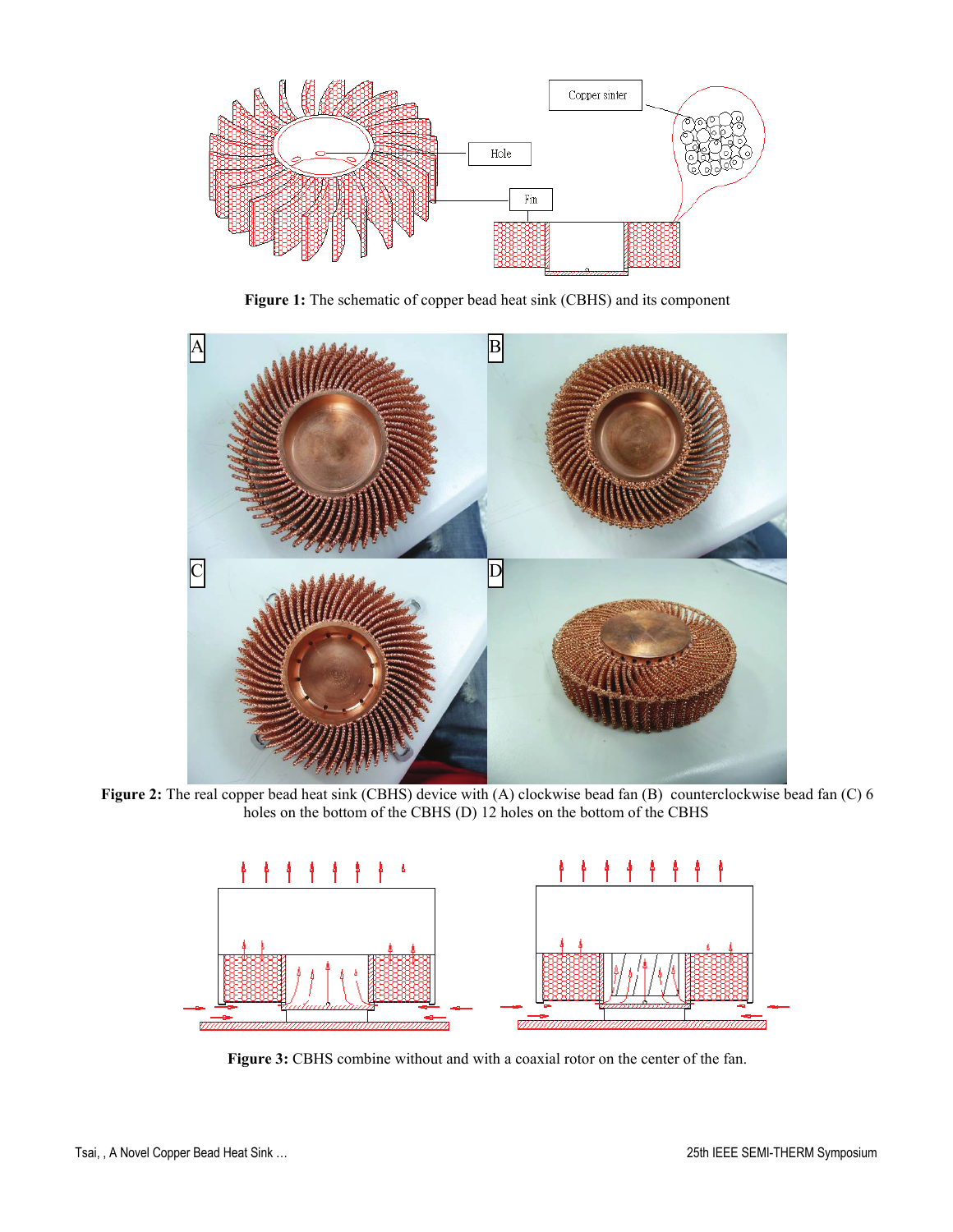**Figure 1:** The schematic of copper bead heat sink (CBHS) and its component

**Figure 2:** The real copper bead heat sink (CBHS) device with (A) clockwise bead fan (B) counterclockwise bead fan (C) 6 holes on the bottom of the CBHS (D) 12 holes on the bottom of the CBHS

**Figure 3:** CBHS combine without and with a coaxial rotor on the center of the fan.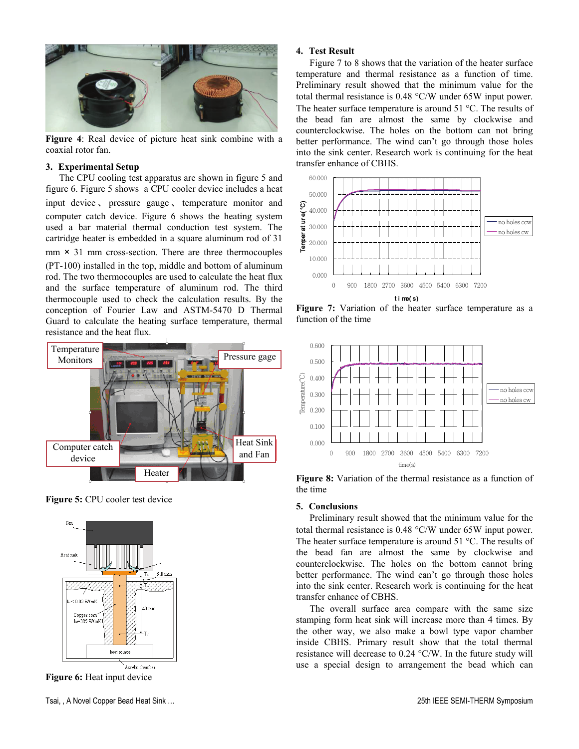Figure 4: Real device of picture heat sink combine with a coaxial rotor fan.

## 3. Experimental Setup

The CPU cooling test apparatus are shown in figure 5 and figure 6. Figure 5 shows a CPU cooler device includes a heat input device 、 pressure gauge 、 temperature monitor and computer catch device. Figure 6 shows the heating system used a bar material thermal conduction test system. The cartridge heater is embedded in a square aluminum rod of 31 mm × 31 mm cross-section. There are three thermocouples (PT-100) installed in the top, middle and bottom of aluminum rod. The two thermocouples are used to calculate the heat flux and the surface temperature of aluminum rod. The third thermocouple used to check the calculation results. By the conception of Fourier Law and ASTM-5470 D Thermal Guard to calculate the heating surface temperature, thermal resistance and the heat flux.

Figure 5: CPU cooler test device

Figure 6: Heat input device

## 4. Test Result

Figure 7 to 8 shows that the variation of the heater surface temperature and thermal resistance as a function of time. Preliminary result showed that the minimum value for the total thermal resistance is 0.48 °C/W under 65W input power. The heater surface temperature is around 51 °C. The results of the bead fan are almost the same by clockwise and counterclockwise. The holes on the bottom can not bring better performance. The wind can't go through those holes into the sink center. Research work is continuing for the heat transfer enhance of CBHS.

Figure 7: Variation of the heater surface temperature as a function of the time

Figure 8: Variation of the thermal resistance as a function of the time

## 5. Conclusions

Preliminary result showed that the minimum value for the total thermal resistance is 0.48 °C/W under 65W input power. The heater surface temperature is around 51 °C. The results of the bead fan are almost the same by clockwise and counterclockwise. The holes on the bottom cannot bring better performance. The wind can't go through those holes into the sink center. Research work is continuing for the heat transfer enhance of CBHS.

The overall surface area compare with the same size stamping form heat sink will increase more than 4 times. By the other way, we also make a bowl type vapor chamber inside CBHS. Primary result show that the total thermal resistance will decrease to 0.24 °C/W. In the future study will use a special design to arrangement the bead which can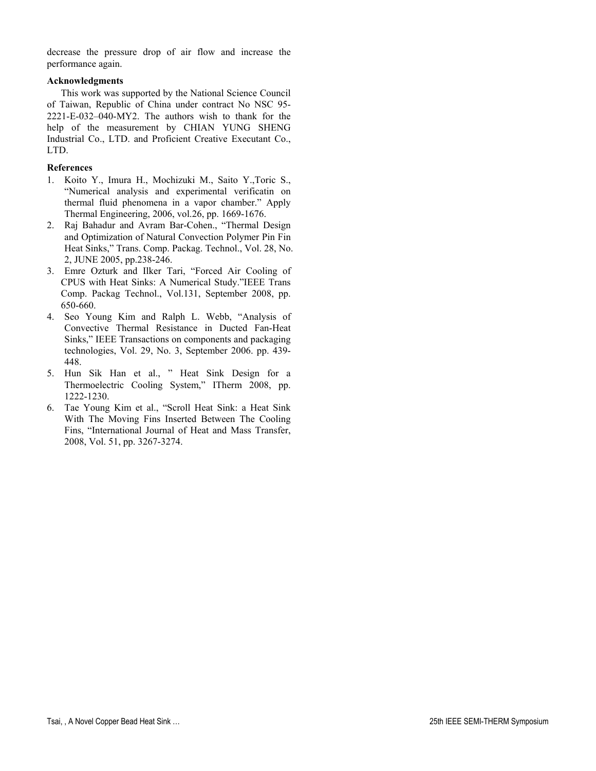decrease the pressure drop of air flow and increase the performance again.

### Acknowledgments

This work was supported by the National Science Council of Taiwan, Republic of China under contract No NSC 95-2221-E-032–040-MY2. The authors wish to thank for the help of the measurement by CHIAN YUNG SHENG Industrial Co., LTD. and Proficient Creative Executant Co., LTD.

### References

1. Koito Y., Imura H., Mochizuki M., Saito Y.,Toric S., "Numerical analysis and experimental verificatin on thermal fluid phenomena in a vapor chamber." Apply Thermal Engineering, 2006, vol.26, pp. 1669-1676.
2. Raj Bahadur and Avram Bar-Cohen., "Thermal Design and Optimization of Natural Convection Polymer Pin Fin Heat Sinks," Trans. Comp. Packag. Technol., Vol. 28, No. 2, JUNE 2005, pp.238-246.
3. Emre Ozturk and Ilker Tari, "Forced Air Cooling of CPUS with Heat Sinks: A Numerical Study."IEEE Trans Comp. Packag Technol., Vol.131, September 2008, pp. 650-660.
4. Seo Young Kim and Ralph L. Webb, "Analysis of Convective Thermal Resistance in Ducted Fan-Heat Sinks," IEEE Transactions on components and packaging technologies, Vol. 29, No. 3, September 2006. pp. 439-448.
5. Hun Sik Han et al., " Heat Sink Design for a Thermoelectric Cooling System," ITherm 2008, pp. 1222-1230.
6. Tae Young Kim et al., "Scroll Heat Sink: a Heat Sink With The Moving Fins Inserted Between The Cooling Fins, "International Journal of Heat and Mass Transfer, 2008, Vol. 51, pp. 3267-3274.